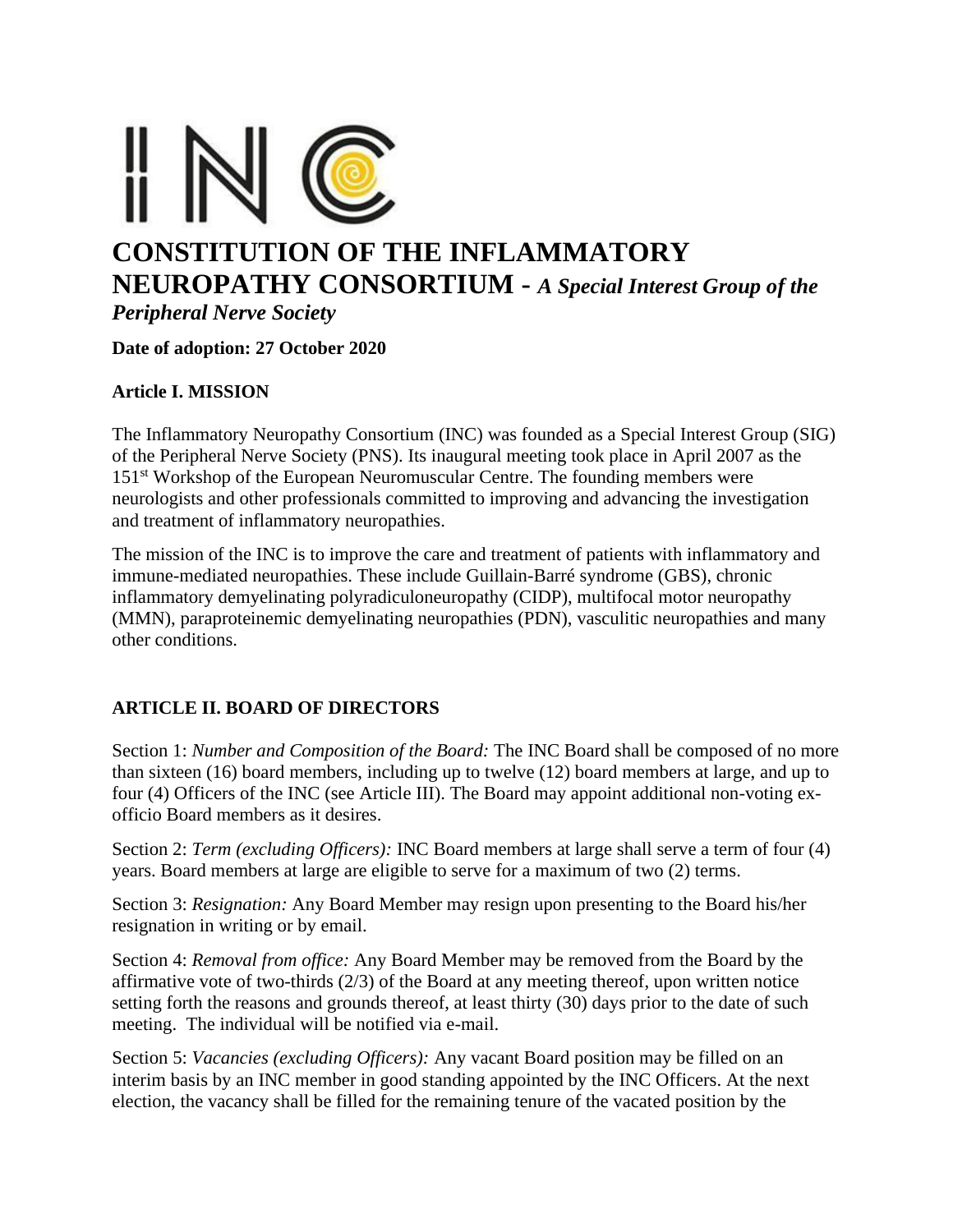# CONSTITUTION OF THE INFLAMMATORY NEUROPATHY CONSORTIUM - *A Special Interest Group of the Peripheral Nerve Society*

**Date of adoption: 27 October 2020**

## Article I. MISSION

The Inflammatory Neuropathy Consortium (INC) was founded as a Special Interest Group (SIG) of the Peripheral Nerve Society (PNS). Its inaugural meeting took place in April 2007 as the 151st Workshop of the European Neuromuscular Centre. The founding members were neurologists and other professionals committed to improving and advancing the investigation and treatment of inflammatory neuropathies.

The mission of the INC is to improve the care and treatment of patients with inflammatory and immune-mediated neuropathies. These include Guillain-Barré syndrome (GBS), chronic inflammatory demyelinating polyradiculoneuropathy (CIDP), multifocal motor neuropathy (MMN), paraproteinemic demyelinating neuropathies (PDN), vasculitic neuropathies and many other conditions.

## ARTICLE II. BOARD OF DIRECTORS

Section 1: *Number and Composition of the Board:* The INC Board shall be composed of no more than sixteen (16) board members, including up to twelve (12) board members at large, and up to four (4) Officers of the INC (see Article III). The Board may appoint additional non-voting ex-officio Board members as it desires.

Section 2: *Term (excluding Officers):* INC Board members at large shall serve a term of four (4) years. Board members at large are eligible to serve for a maximum of two (2) terms.

Section 3: *Resignation:* Any Board Member may resign upon presenting to the Board his/her resignation in writing or by email.

Section 4: *Removal from office:* Any Board Member may be removed from the Board by the affirmative vote of two-thirds (2/3) of the Board at any meeting thereof, upon written notice setting forth the reasons and grounds thereof, at least thirty (30) days prior to the date of such meeting. The individual will be notified via e-mail.

Section 5: *Vacancies (excluding Officers):* Any vacant Board position may be filled on an interim basis by an INC member in good standing appointed by the INC Officers. At the next election, the vacancy shall be filled for the remaining tenure of the vacated position by the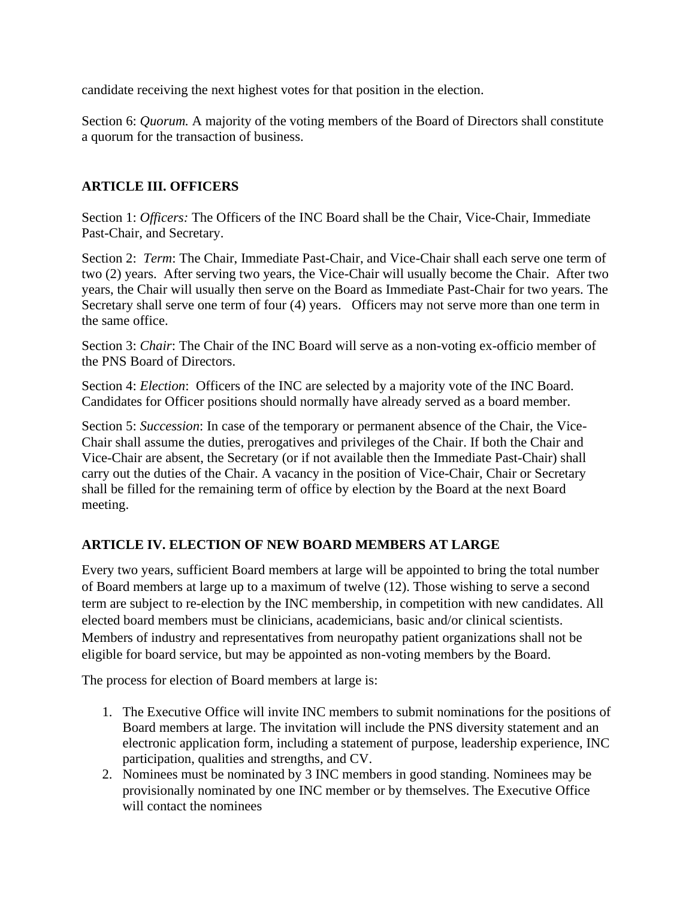candidate receiving the next highest votes for that position in the election.

Section 6: *Quorum.* A majority of the voting members of the Board of Directors shall constitute a quorum for the transaction of business.

## ARTICLE III. OFFICERS

Section 1: *Officers:* The Officers of the INC Board shall be the Chair, Vice-Chair, Immediate Past-Chair, and Secretary.

Section 2: *Term*: The Chair, Immediate Past-Chair, and Vice-Chair shall each serve one term of two (2) years. After serving two years, the Vice-Chair will usually become the Chair. After two years, the Chair will usually then serve on the Board as Immediate Past-Chair for two years. The Secretary shall serve one term of four (4) years. Officers may not serve more than one term in the same office.

Section 3: *Chair*: The Chair of the INC Board will serve as a non-voting ex-officio member of the PNS Board of Directors.

Section 4: *Election*: Officers of the INC are selected by a majority vote of the INC Board. Candidates for Officer positions should normally have already served as a board member.

Section 5: *Succession*: In case of the temporary or permanent absence of the Chair, the Vice-Chair shall assume the duties, prerogatives and privileges of the Chair. If both the Chair and Vice-Chair are absent, the Secretary (or if not available then the Immediate Past-Chair) shall carry out the duties of the Chair. A vacancy in the position of Vice-Chair, Chair or Secretary shall be filled for the remaining term of office by election by the Board at the next Board meeting.

## ARTICLE IV. ELECTION OF NEW BOARD MEMBERS AT LARGE

Every two years, sufficient Board members at large will be appointed to bring the total number of Board members at large up to a maximum of twelve (12). Those wishing to serve a second term are subject to re-election by the INC membership, in competition with new candidates. All elected board members must be clinicians, academicians, basic and/or clinical scientists. Members of industry and representatives from neuropathy patient organizations shall not be eligible for board service, but may be appointed as non-voting members by the Board.

The process for election of Board members at large is:

1. The Executive Office will invite INC members to submit nominations for the positions of Board members at large. The invitation will include the PNS diversity statement and an electronic application form, including a statement of purpose, leadership experience, INC participation, qualities and strengths, and CV.
2. Nominees must be nominated by 3 INC members in good standing. Nominees may be provisionally nominated by one INC member or by themselves. The Executive Office will contact the nominees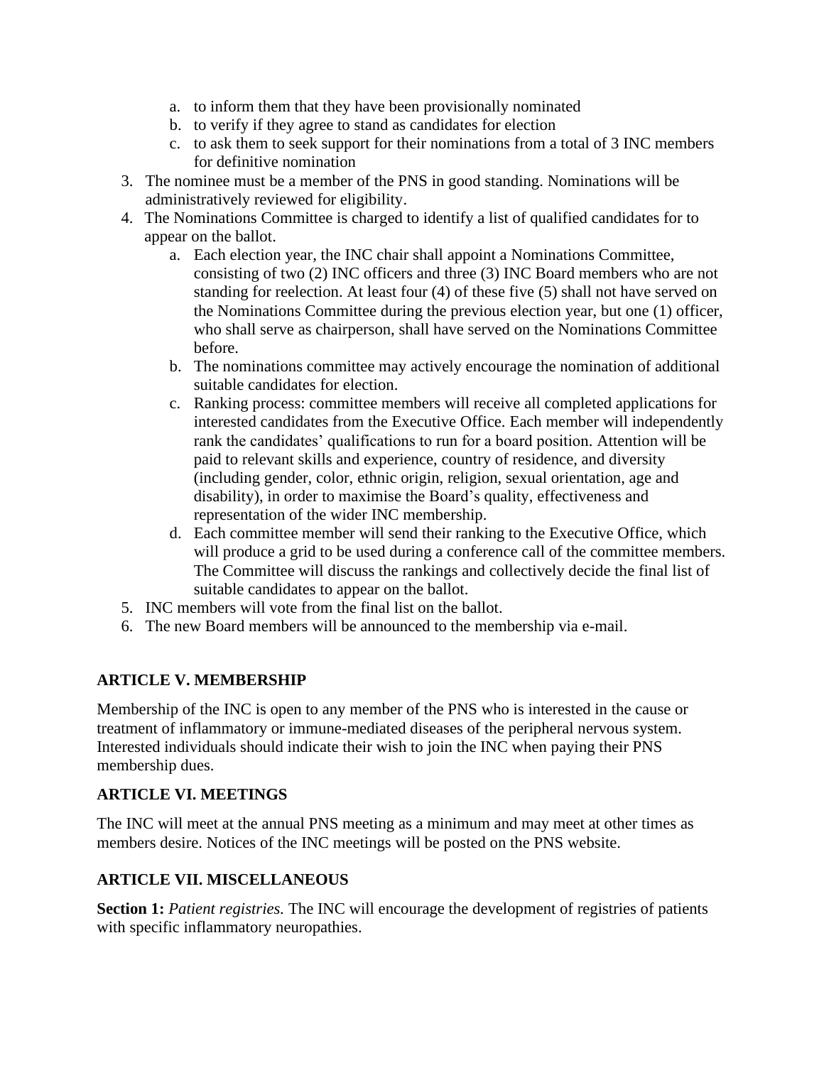a. to inform them that they have been provisionally nominated
   b. to verify if they agree to stand as candidates for election
   c. to ask them to seek support for their nominations from a total of 3 INC members for definitive nomination
3. The nominee must be a member of the PNS in good standing. Nominations will be administratively reviewed for eligibility.
4. The Nominations Committee is charged to identify a list of qualified candidates for to appear on the ballot.
   a. Each election year, the INC chair shall appoint a Nominations Committee, consisting of two (2) INC officers and three (3) INC Board members who are not standing for reelection. At least four (4) of these five (5) shall not have served on the Nominations Committee during the previous election year, but one (1) officer, who shall serve as chairperson, shall have served on the Nominations Committee before.
   b. The nominations committee may actively encourage the nomination of additional suitable candidates for election.
   c. Ranking process: committee members will receive all completed applications for interested candidates from the Executive Office. Each member will independently rank the candidates' qualifications to run for a board position. Attention will be paid to relevant skills and experience, country of residence, and diversity (including gender, color, ethnic origin, religion, sexual orientation, age and disability), in order to maximise the Board's quality, effectiveness and representation of the wider INC membership.
   d. Each committee member will send their ranking to the Executive Office, which will produce a grid to be used during a conference call of the committee members. The Committee will discuss the rankings and collectively decide the final list of suitable candidates to appear on the ballot.
5. INC members will vote from the final list on the ballot.
6. The new Board members will be announced to the membership via e-mail.

## ARTICLE V. MEMBERSHIP

Membership of the INC is open to any member of the PNS who is interested in the cause or treatment of inflammatory or immune-mediated diseases of the peripheral nervous system. Interested individuals should indicate their wish to join the INC when paying their PNS membership dues.

## ARTICLE VI. MEETINGS

The INC will meet at the annual PNS meeting as a minimum and may meet at other times as members desire. Notices of the INC meetings will be posted on the PNS website.

## ARTICLE VII. MISCELLANEOUS

**Section 1:** *Patient registries.* The INC will encourage the development of registries of patients with specific inflammatory neuropathies.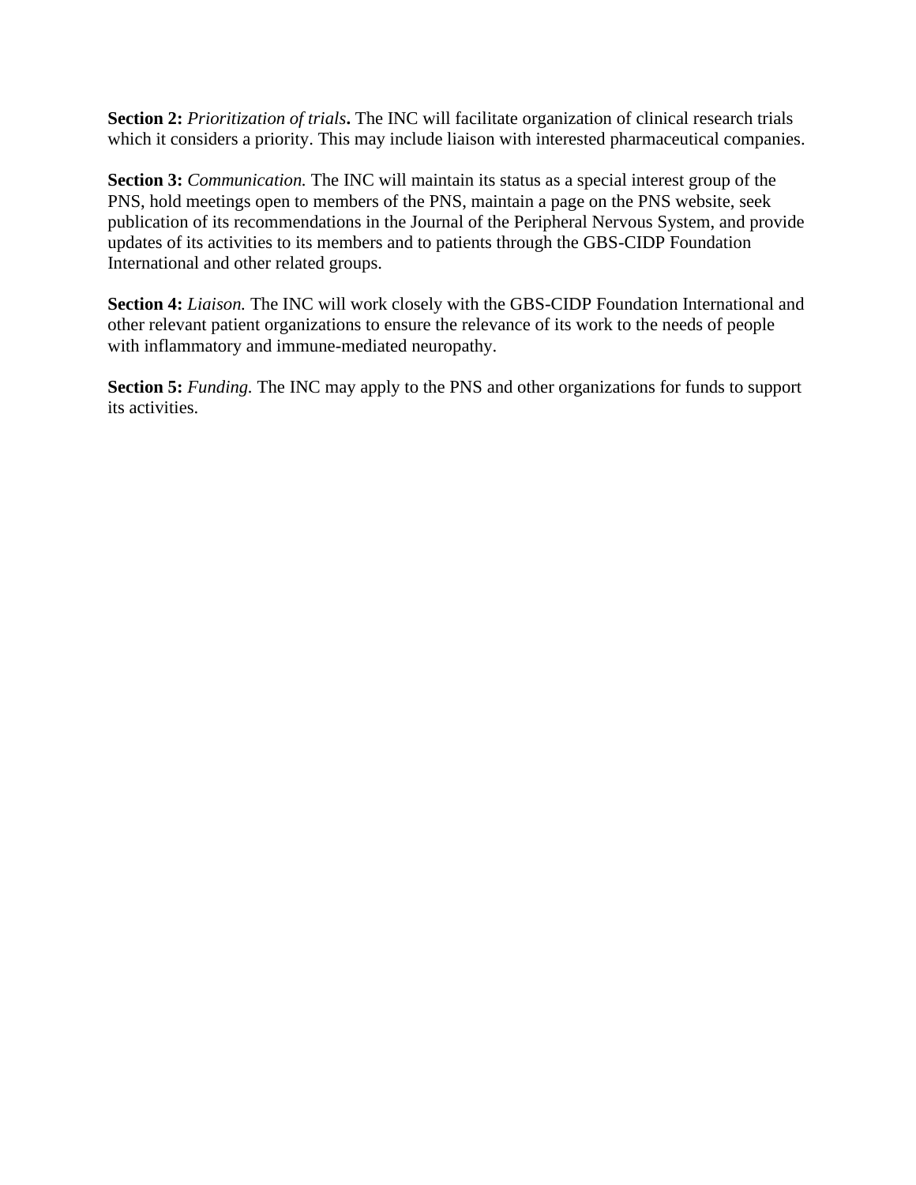**Section 2:** *Prioritization of trials***.** The INC will facilitate organization of clinical research trials which it considers a priority. This may include liaison with interested pharmaceutical companies.

**Section 3:** *Communication.* The INC will maintain its status as a special interest group of the PNS, hold meetings open to members of the PNS, maintain a page on the PNS website, seek publication of its recommendations in the Journal of the Peripheral Nervous System, and provide updates of its activities to its members and to patients through the GBS-CIDP Foundation International and other related groups.

**Section 4:** *Liaison.* The INC will work closely with the GBS-CIDP Foundation International and other relevant patient organizations to ensure the relevance of its work to the needs of people with inflammatory and immune-mediated neuropathy.

**Section 5:** *Funding.* The INC may apply to the PNS and other organizations for funds to support its activities.